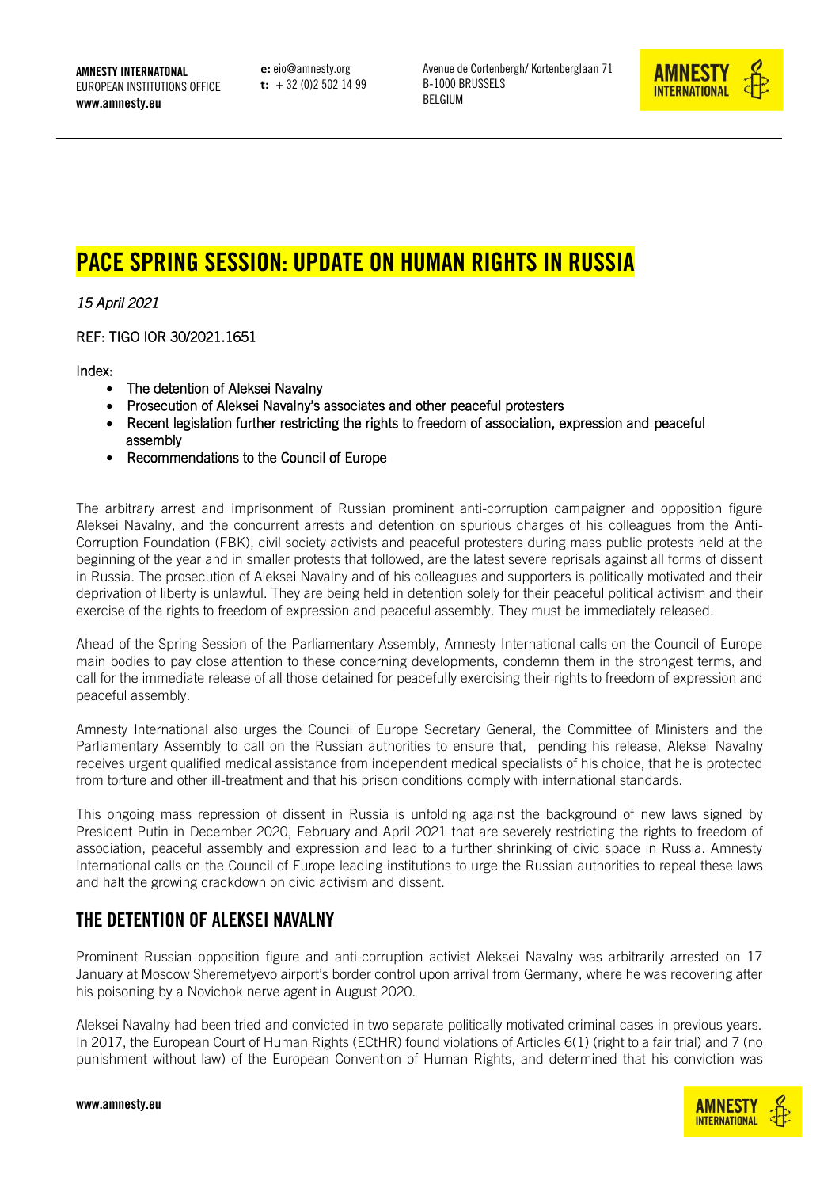**AMNESTY INTERNATONAL**
EUROPEAN INSTITUTIONS OFFICE
**www.amnesty.eu**

**e:** eio@amnesty.org
**t:** + 32 (0)2 502 14 99

Avenue de Cortenbergh/ Kortenberglaan 71
B-1000 BRUSSELS
BELGIUM

# PACE SPRING SESSION: UPDATE ON HUMAN RIGHTS IN RUSSIA

*15 April 2021*

REF: TIGO IOR 30/2021.1651

Index:

- The detention of Aleksei Navalny
- Prosecution of Aleksei Navalny's associates and other peaceful protesters
- Recent legislation further restricting the rights to freedom of association, expression and peaceful assembly
- Recommendations to the Council of Europe

The arbitrary arrest and imprisonment of Russian prominent anti-corruption campaigner and opposition figure Aleksei Navalny, and the concurrent arrests and detention on spurious charges of his colleagues from the Anti-Corruption Foundation (FBK), civil society activists and peaceful protesters during mass public protests held at the beginning of the year and in smaller protests that followed, are the latest severe reprisals against all forms of dissent in Russia. The prosecution of Aleksei Navalny and of his colleagues and supporters is politically motivated and their deprivation of liberty is unlawful. They are being held in detention solely for their peaceful political activism and their exercise of the rights to freedom of expression and peaceful assembly. They must be immediately released.

Ahead of the Spring Session of the Parliamentary Assembly, Amnesty International calls on the Council of Europe main bodies to pay close attention to these concerning developments, condemn them in the strongest terms, and call for the immediate release of all those detained for peacefully exercising their rights to freedom of expression and peaceful assembly.

Amnesty International also urges the Council of Europe Secretary General, the Committee of Ministers and the Parliamentary Assembly to call on the Russian authorities to ensure that, pending his release, Aleksei Navalny receives urgent qualified medical assistance from independent medical specialists of his choice, that he is protected from torture and other ill-treatment and that his prison conditions comply with international standards.

This ongoing mass repression of dissent in Russia is unfolding against the background of new laws signed by President Putin in December 2020, February and April 2021 that are severely restricting the rights to freedom of association, peaceful assembly and expression and lead to a further shrinking of civic space in Russia. Amnesty International calls on the Council of Europe leading institutions to urge the Russian authorities to repeal these laws and halt the growing crackdown on civic activism and dissent.

## THE DETENTION OF ALEKSEI NAVALNY

Prominent Russian opposition figure and anti-corruption activist Aleksei Navalny was arbitrarily arrested on 17 January at Moscow Sheremetyevo airport's border control upon arrival from Germany, where he was recovering after his poisoning by a Novichok nerve agent in August 2020.

Aleksei Navalny had been tried and convicted in two separate politically motivated criminal cases in previous years. In 2017, the European Court of Human Rights (ECtHR) found violations of Articles 6(1) (right to a fair trial) and 7 (no punishment without law) of the European Convention of Human Rights, and determined that his conviction was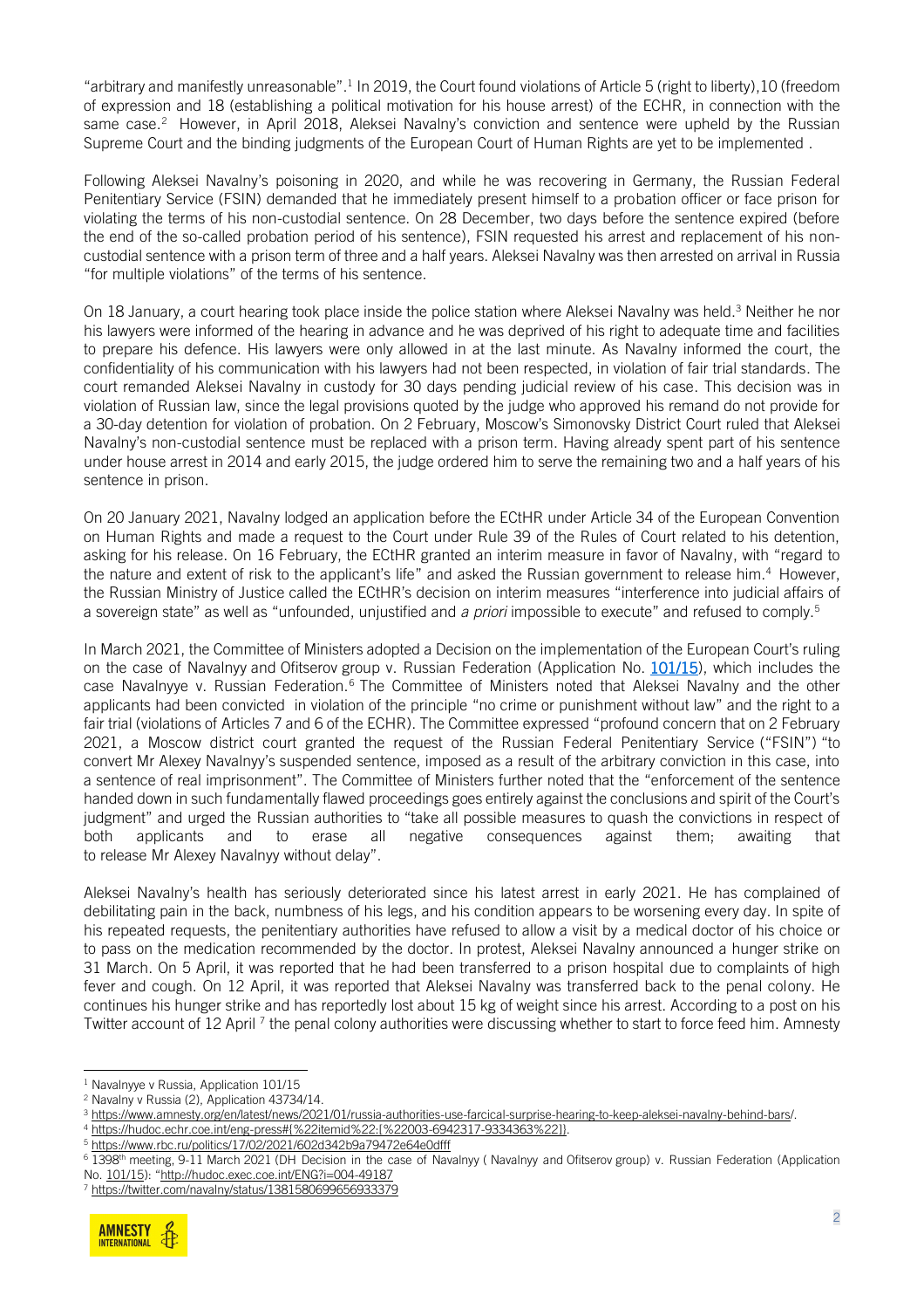"arbitrary and manifestly unreasonable".[1] In 2019, the Court found violations of Article 5 (right to liberty),10 (freedom of expression and 18 (establishing a political motivation for his house arrest) of the ECHR, in connection with the same case.[2] However, in April 2018, Aleksei Navalny's conviction and sentence were upheld by the Russian Supreme Court and the binding judgments of the European Court of Human Rights are yet to be implemented .

Following Aleksei Navalny's poisoning in 2020, and while he was recovering in Germany, the Russian Federal Penitentiary Service (FSIN) demanded that he immediately present himself to a probation officer or face prison for violating the terms of his non-custodial sentence. On 28 December, two days before the sentence expired (before the end of the so-called probation period of his sentence), FSIN requested his arrest and replacement of his non-custodial sentence with a prison term of three and a half years. Aleksei Navalny was then arrested on arrival in Russia "for multiple violations" of the terms of his sentence.

On 18 January, a court hearing took place inside the police station where Aleksei Navalny was held.[3] Neither he nor his lawyers were informed of the hearing in advance and he was deprived of his right to adequate time and facilities to prepare his defence. His lawyers were only allowed in at the last minute. As Navalny informed the court, the confidentiality of his communication with his lawyers had not been respected, in violation of fair trial standards. The court remanded Aleksei Navalny in custody for 30 days pending judicial review of his case. This decision was in violation of Russian law, since the legal provisions quoted by the judge who approved his remand do not provide for a 30-day detention for violation of probation. On 2 February, Moscow's Simonovsky District Court ruled that Aleksei Navalny's non-custodial sentence must be replaced with a prison term. Having already spent part of his sentence under house arrest in 2014 and early 2015, the judge ordered him to serve the remaining two and a half years of his sentence in prison.

On 20 January 2021, Navalny lodged an application before the ECtHR under Article 34 of the European Convention on Human Rights and made a request to the Court under Rule 39 of the Rules of Court related to his detention, asking for his release. On 16 February, the ECtHR granted an interim measure in favor of Navalny, with "regard to the nature and extent of risk to the applicant's life" and asked the Russian government to release him.[4] However, the Russian Ministry of Justice called the ECtHR's decision on interim measures "interference into judicial affairs of a sovereign state" as well as "unfounded, unjustified and *a priori* impossible to execute" and refused to comply.[5]

In March 2021, the Committee of Ministers adopted a Decision on the implementation of the European Court's ruling on the case of Navalnyy and Ofitserov group v. Russian Federation (Application No. 101/15), which includes the case Navalnyye v. Russian Federation.[6] The Committee of Ministers noted that Aleksei Navalny and the other applicants had been convicted in violation of the principle "no crime or punishment without law" and the right to a fair trial (violations of Articles 7 and 6 of the ECHR). The Committee expressed "profound concern that on 2 February 2021, a Moscow district court granted the request of the Russian Federal Penitentiary Service ("FSIN") "to convert Mr Alexey Navalnyy's suspended sentence, imposed as a result of the arbitrary conviction in this case, into a sentence of real imprisonment". The Committee of Ministers further noted that the "enforcement of the sentence handed down in such fundamentally flawed proceedings goes entirely against the conclusions and spirit of the Court's judgment" and urged the Russian authorities to "take all possible measures to quash the convictions in respect of both applicants and to erase all negative consequences against them; awaiting that to release Mr Alexey Navalnyy without delay".

Aleksei Navalny's health has seriously deteriorated since his latest arrest in early 2021. He has complained of debilitating pain in the back, numbness of his legs, and his condition appears to be worsening every day. In spite of his repeated requests, the penitentiary authorities have refused to allow a visit by a medical doctor of his choice or to pass on the medication recommended by the doctor. In protest, Aleksei Navalny announced a hunger strike on 31 March. On 5 April, it was reported that he had been transferred to a prison hospital due to complaints of high fever and cough. On 12 April, it was reported that Aleksei Navalny was transferred back to the penal colony. He continues his hunger strike and has reportedly lost about 15 kg of weight since his arrest. According to a post on his Twitter account of 12 April [7] the penal colony authorities were discussing whether to start to force feed him. Amnesty

---

[1] Navalnyye v Russia, Application 101/15

[2] Navalny v Russia (2), Application 43734/14.

[3] https://www.amnesty.org/en/latest/news/2021/01/russia-authorities-use-farcical-surprise-hearing-to-keep-aleksei-navalny-behind-bars/.

[4] https://hudoc.echr.coe.int/eng-press#{%22itemid%22:[%22003-6942317-9334363%22]}.

[5] https://www.rbc.ru/politics/17/02/2021/602d342b9a79472e64e0dfff

[6] 1398th meeting, 9-11 March 2021 (DH Decision in the case of Navalnyy ( Navalnyy and Ofitserov group) v. Russian Federation (Application No. 101/15): "http://hudoc.exec.coe.int/ENG?i=004-49187

[7] https://twitter.com/navalny/status/1381580699656933379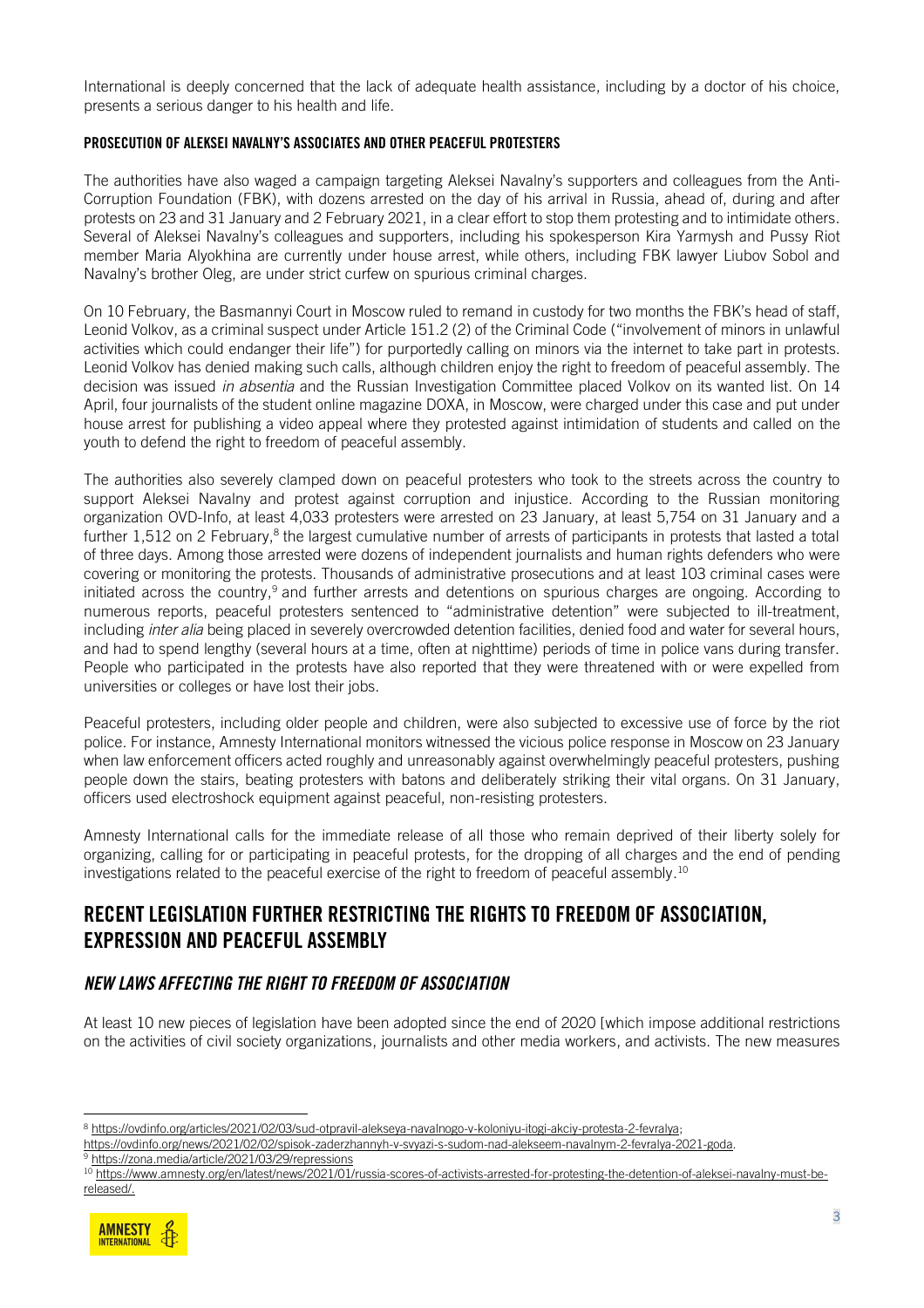International is deeply concerned that the lack of adequate health assistance, including by a doctor of his choice, presents a serious danger to his health and life.

#### PROSECUTION OF ALEKSEI NAVALNY'S ASSOCIATES AND OTHER PEACEFUL PROTESTERS

The authorities have also waged a campaign targeting Aleksei Navalny's supporters and colleagues from the Anti-Corruption Foundation (FBK), with dozens arrested on the day of his arrival in Russia, ahead of, during and after protests on 23 and 31 January and 2 February 2021, in a clear effort to stop them protesting and to intimidate others. Several of Aleksei Navalny's colleagues and supporters, including his spokesperson Kira Yarmysh and Pussy Riot member Maria Alyokhina are currently under house arrest, while others, including FBK lawyer Liubov Sobol and Navalny's brother Oleg, are under strict curfew on spurious criminal charges.

On 10 February, the Basmannyi Court in Moscow ruled to remand in custody for two months the FBK's head of staff, Leonid Volkov, as a criminal suspect under Article 151.2 (2) of the Criminal Code ("involvement of minors in unlawful activities which could endanger their life") for purportedly calling on minors via the internet to take part in protests. Leonid Volkov has denied making such calls, although children enjoy the right to freedom of peaceful assembly. The decision was issued *in absentia* and the Russian Investigation Committee placed Volkov on its wanted list. On 14 April, four journalists of the student online magazine DOXA, in Moscow, were charged under this case and put under house arrest for publishing a video appeal where they protested against intimidation of students and called on the youth to defend the right to freedom of peaceful assembly.

The authorities also severely clamped down on peaceful protesters who took to the streets across the country to support Aleksei Navalny and protest against corruption and injustice. According to the Russian monitoring organization OVD-Info, at least 4,033 protesters were arrested on 23 January, at least 5,754 on 31 January and a further 1,512 on 2 February,[8] the largest cumulative number of arrests of participants in protests that lasted a total of three days. Among those arrested were dozens of independent journalists and human rights defenders who were covering or monitoring the protests. Thousands of administrative prosecutions and at least 103 criminal cases were initiated across the country,[9] and further arrests and detentions on spurious charges are ongoing. According to numerous reports, peaceful protesters sentenced to "administrative detention" were subjected to ill-treatment, including *inter alia* being placed in severely overcrowded detention facilities, denied food and water for several hours, and had to spend lengthy (several hours at a time, often at nighttime) periods of time in police vans during transfer. People who participated in the protests have also reported that they were threatened with or were expelled from universities or colleges or have lost their jobs.

Peaceful protesters, including older people and children, were also subjected to excessive use of force by the riot police. For instance, Amnesty International monitors witnessed the vicious police response in Moscow on 23 January when law enforcement officers acted roughly and unreasonably against overwhelmingly peaceful protesters, pushing people down the stairs, beating protesters with batons and deliberately striking their vital organs. On 31 January, officers used electroshock equipment against peaceful, non-resisting protesters.

Amnesty International calls for the immediate release of all those who remain deprived of their liberty solely for organizing, calling for or participating in peaceful protests, for the dropping of all charges and the end of pending investigations related to the peaceful exercise of the right to freedom of peaceful assembly.[10]

## RECENT LEGISLATION FURTHER RESTRICTING THE RIGHTS TO FREEDOM OF ASSOCIATION, EXPRESSION AND PEACEFUL ASSEMBLY

### *NEW LAWS AFFECTING THE RIGHT TO FREEDOM OF ASSOCIATION*

At least 10 new pieces of legislation have been adopted since the end of 2020 [which impose additional restrictions on the activities of civil society organizations, journalists and other media workers, and activists. The new measures

---

[8] https://ovdinfo.org/articles/2021/02/03/sud-otpravil-alekseya-navalnogo-v-koloniyu-itogi-akciy-protesta-2-fevralya; https://ovdinfo.org/news/2021/02/02/spisok-zaderzhannyh-v-svyazi-s-sudom-nad-alekseem-navalnym-2-fevralya-2021-goda.

[9] https://zona.media/article/2021/03/29/repressions

[10] https://www.amnesty.org/en/latest/news/2021/01/russia-scores-of-activists-arrested-for-protesting-the-detention-of-aleksei-navalny-must-be-released/.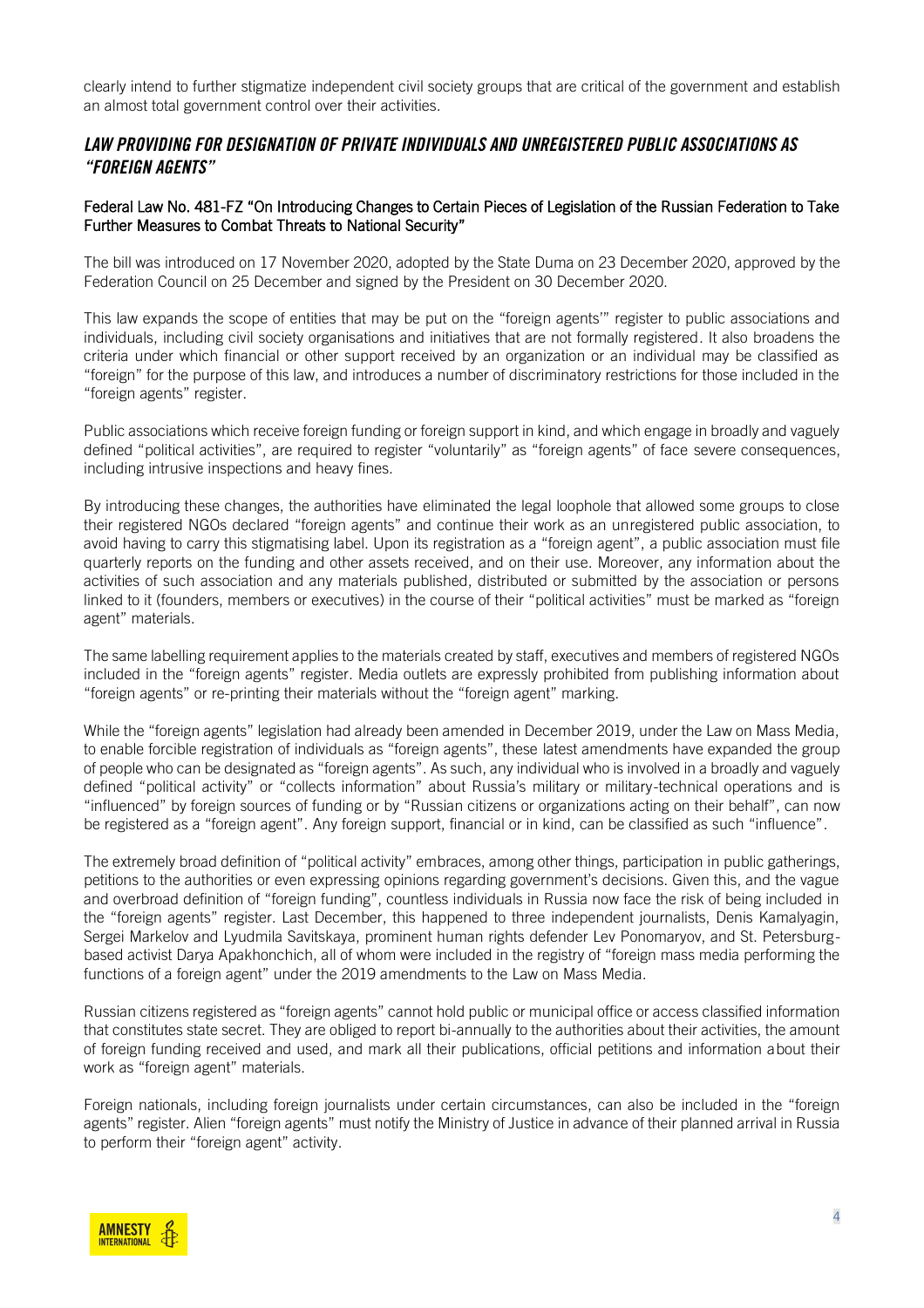clearly intend to further stigmatize independent civil society groups that are critical of the government and establish an almost total government control over their activities.

## *LAW PROVIDING FOR DESIGNATION OF PRIVATE INDIVIDUALS AND UNREGISTERED PUBLIC ASSOCIATIONS AS "FOREIGN AGENTS"*

### Federal Law No. 481-FZ "On Introducing Changes to Certain Pieces of Legislation of the Russian Federation to Take Further Measures to Combat Threats to National Security"

The bill was introduced on 17 November 2020, adopted by the State Duma on 23 December 2020, approved by the Federation Council on 25 December and signed by the President on 30 December 2020.

This law expands the scope of entities that may be put on the "foreign agents'" register to public associations and individuals, including civil society organisations and initiatives that are not formally registered. It also broadens the criteria under which financial or other support received by an organization or an individual may be classified as "foreign" for the purpose of this law, and introduces a number of discriminatory restrictions for those included in the "foreign agents" register.

Public associations which receive foreign funding or foreign support in kind, and which engage in broadly and vaguely defined "political activities", are required to register "voluntarily" as "foreign agents" of face severe consequences, including intrusive inspections and heavy fines.

By introducing these changes, the authorities have eliminated the legal loophole that allowed some groups to close their registered NGOs declared "foreign agents" and continue their work as an unregistered public association, to avoid having to carry this stigmatising label. Upon its registration as a "foreign agent", a public association must file quarterly reports on the funding and other assets received, and on their use. Moreover, any information about the activities of such association and any materials published, distributed or submitted by the association or persons linked to it (founders, members or executives) in the course of their "political activities" must be marked as "foreign agent" materials.

The same labelling requirement applies to the materials created by staff, executives and members of registered NGOs included in the "foreign agents" register. Media outlets are expressly prohibited from publishing information about "foreign agents" or re-printing their materials without the "foreign agent" marking.

While the "foreign agents" legislation had already been amended in December 2019, under the Law on Mass Media, to enable forcible registration of individuals as "foreign agents", these latest amendments have expanded the group of people who can be designated as "foreign agents". As such, any individual who is involved in a broadly and vaguely defined "political activity" or "collects information" about Russia's military or military-technical operations and is "influenced" by foreign sources of funding or by "Russian citizens or organizations acting on their behalf", can now be registered as a "foreign agent". Any foreign support, financial or in kind, can be classified as such "influence".

The extremely broad definition of "political activity" embraces, among other things, participation in public gatherings, petitions to the authorities or even expressing opinions regarding government's decisions. Given this, and the vague and overbroad definition of "foreign funding", countless individuals in Russia now face the risk of being included in the "foreign agents" register. Last December, this happened to three independent journalists, Denis Kamalyagin, Sergei Markelov and Lyudmila Savitskaya, prominent human rights defender Lev Ponomaryov, and St. Petersburg-based activist Darya Apakhonchich, all of whom were included in the registry of "foreign mass media performing the functions of a foreign agent" under the 2019 amendments to the Law on Mass Media.

Russian citizens registered as "foreign agents" cannot hold public or municipal office or access classified information that constitutes state secret. They are obliged to report bi-annually to the authorities about their activities, the amount of foreign funding received and used, and mark all their publications, official petitions and information about their work as "foreign agent" materials.

Foreign nationals, including foreign journalists under certain circumstances, can also be included in the "foreign agents" register. Alien "foreign agents" must notify the Ministry of Justice in advance of their planned arrival in Russia to perform their "foreign agent" activity.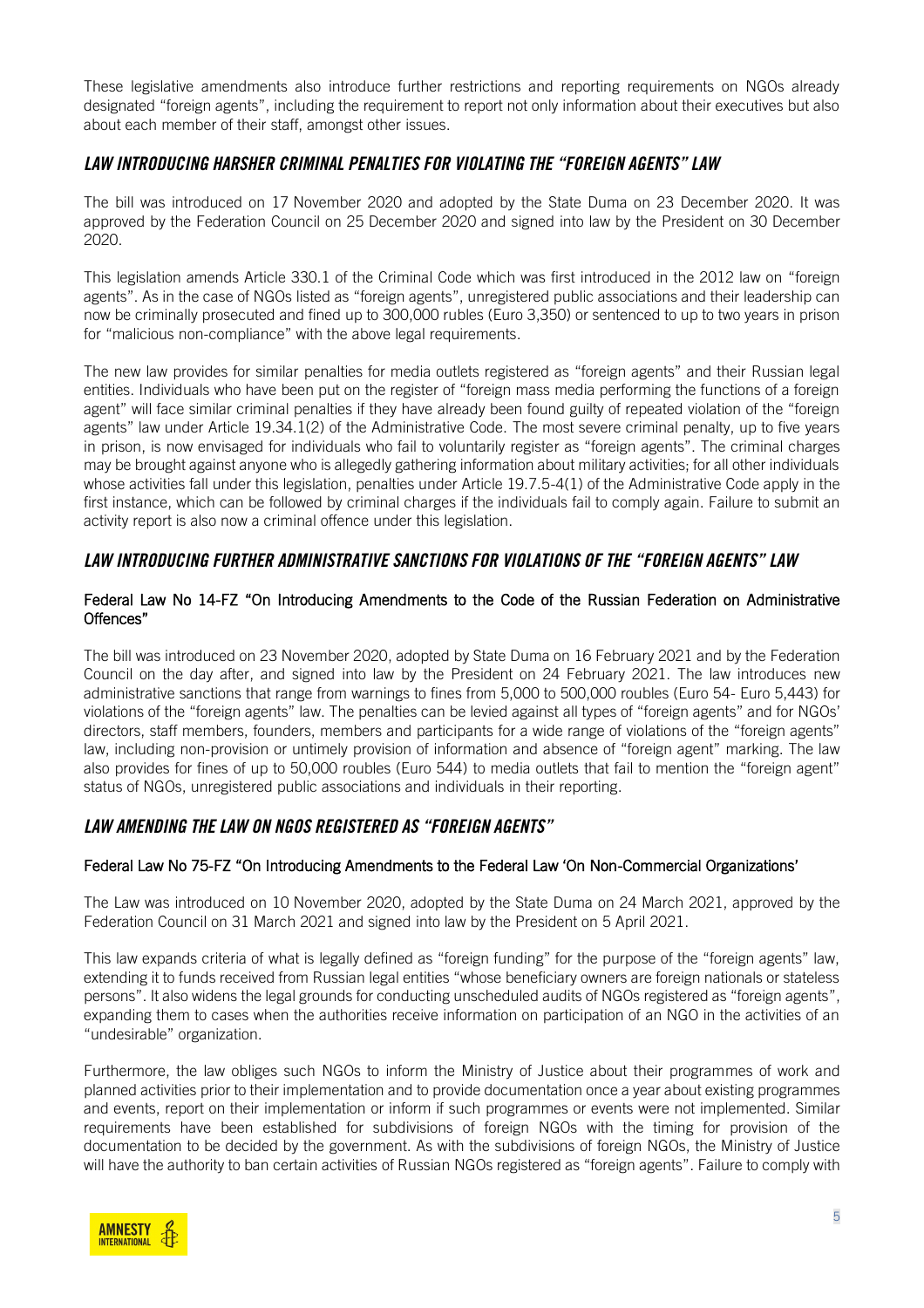These legislative amendments also introduce further restrictions and reporting requirements on NGOs already designated "foreign agents", including the requirement to report not only information about their executives but also about each member of their staff, amongst other issues.

## *LAW INTRODUCING HARSHER CRIMINAL PENALTIES FOR VIOLATING THE "FOREIGN AGENTS" LAW*

The bill was introduced on 17 November 2020 and adopted by the State Duma on 23 December 2020. It was approved by the Federation Council on 25 December 2020 and signed into law by the President on 30 December 2020.

This legislation amends Article 330.1 of the Criminal Code which was first introduced in the 2012 law on "foreign agents". As in the case of NGOs listed as "foreign agents", unregistered public associations and their leadership can now be criminally prosecuted and fined up to 300,000 rubles (Euro 3,350) or sentenced to up to two years in prison for "malicious non-compliance" with the above legal requirements.

The new law provides for similar penalties for media outlets registered as "foreign agents" and their Russian legal entities. Individuals who have been put on the register of "foreign mass media performing the functions of a foreign agent" will face similar criminal penalties if they have already been found guilty of repeated violation of the "foreign agents" law under Article 19.34.1(2) of the Administrative Code. The most severe criminal penalty, up to five years in prison, is now envisaged for individuals who fail to voluntarily register as "foreign agents". The criminal charges may be brought against anyone who is allegedly gathering information about military activities; for all other individuals whose activities fall under this legislation, penalties under Article 19.7.5-4(1) of the Administrative Code apply in the first instance, which can be followed by criminal charges if the individuals fail to comply again. Failure to submit an activity report is also now a criminal offence under this legislation.

## *LAW INTRODUCING FURTHER ADMINISTRATIVE SANCTIONS FOR VIOLATIONS OF THE "FOREIGN AGENTS" LAW*

### Federal Law No 14-FZ "On Introducing Amendments to the Code of the Russian Federation on Administrative Offences"

The bill was introduced on 23 November 2020, adopted by State Duma on 16 February 2021 and by the Federation Council on the day after, and signed into law by the President on 24 February 2021. The law introduces new administrative sanctions that range from warnings to fines from 5,000 to 500,000 roubles (Euro 54- Euro 5,443) for violations of the "foreign agents" law. The penalties can be levied against all types of "foreign agents" and for NGOs' directors, staff members, founders, members and participants for a wide range of violations of the "foreign agents" law, including non-provision or untimely provision of information and absence of "foreign agent" marking. The law also provides for fines of up to 50,000 roubles (Euro 544) to media outlets that fail to mention the "foreign agent" status of NGOs, unregistered public associations and individuals in their reporting.

## *LAW AMENDING THE LAW ON NGOS REGISTERED AS "FOREIGN AGENTS"*

### Federal Law No 75-FZ "On Introducing Amendments to the Federal Law 'On Non-Commercial Organizations'

The Law was introduced on 10 November 2020, adopted by the State Duma on 24 March 2021, approved by the Federation Council on 31 March 2021 and signed into law by the President on 5 April 2021.

This law expands criteria of what is legally defined as "foreign funding" for the purpose of the "foreign agents" law, extending it to funds received from Russian legal entities "whose beneficiary owners are foreign nationals or stateless persons". It also widens the legal grounds for conducting unscheduled audits of NGOs registered as "foreign agents", expanding them to cases when the authorities receive information on participation of an NGO in the activities of an "undesirable" organization.

Furthermore, the law obliges such NGOs to inform the Ministry of Justice about their programmes of work and planned activities prior to their implementation and to provide documentation once a year about existing programmes and events, report on their implementation or inform if such programmes or events were not implemented. Similar requirements have been established for subdivisions of foreign NGOs with the timing for provision of the documentation to be decided by the government. As with the subdivisions of foreign NGOs, the Ministry of Justice will have the authority to ban certain activities of Russian NGOs registered as "foreign agents". Failure to comply with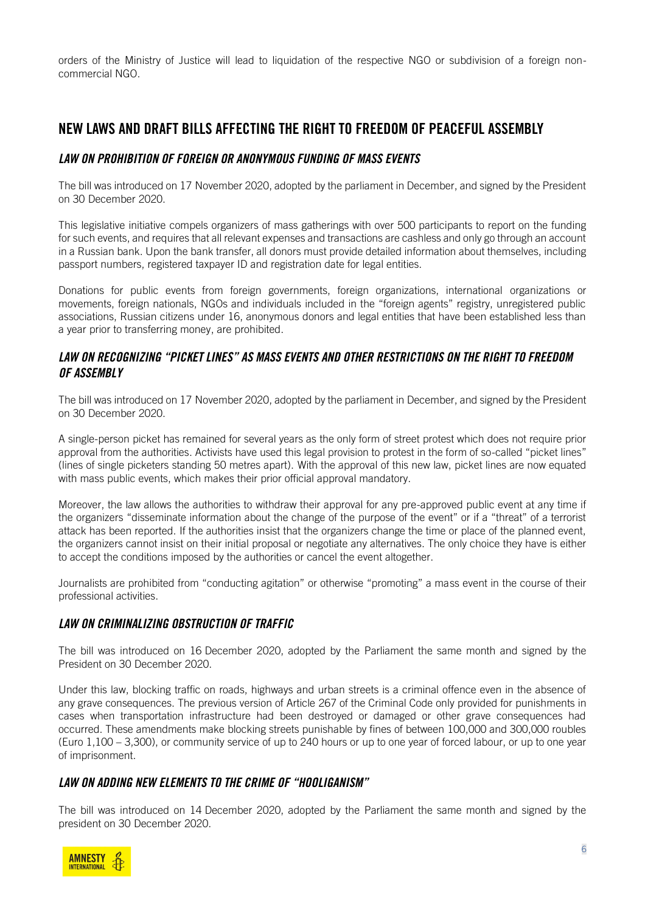orders of the Ministry of Justice will lead to liquidation of the respective NGO or subdivision of a foreign non-commercial NGO.

## NEW LAWS AND DRAFT BILLS AFFECTING THE RIGHT TO FREEDOM OF PEACEFUL ASSEMBLY

### *LAW ON PROHIBITION OF FOREIGN OR ANONYMOUS FUNDING OF MASS EVENTS*

The bill was introduced on 17 November 2020, adopted by the parliament in December, and signed by the President on 30 December 2020.

This legislative initiative compels organizers of mass gatherings with over 500 participants to report on the funding for such events, and requires that all relevant expenses and transactions are cashless and only go through an account in a Russian bank. Upon the bank transfer, all donors must provide detailed information about themselves, including passport numbers, registered taxpayer ID and registration date for legal entities.

Donations for public events from foreign governments, foreign organizations, international organizations or movements, foreign nationals, NGOs and individuals included in the "foreign agents" registry, unregistered public associations, Russian citizens under 16, anonymous donors and legal entities that have been established less than a year prior to transferring money, are prohibited.

### *LAW ON RECOGNIZING "PICKET LINES" AS MASS EVENTS AND OTHER RESTRICTIONS ON THE RIGHT TO FREEDOM OF ASSEMBLY*

The bill was introduced on 17 November 2020, adopted by the parliament in December, and signed by the President on 30 December 2020.

A single-person picket has remained for several years as the only form of street protest which does not require prior approval from the authorities. Activists have used this legal provision to protest in the form of so-called "picket lines" (lines of single picketers standing 50 metres apart). With the approval of this new law, picket lines are now equated with mass public events, which makes their prior official approval mandatory.

Moreover, the law allows the authorities to withdraw their approval for any pre-approved public event at any time if the organizers "disseminate information about the change of the purpose of the event" or if a "threat" of a terrorist attack has been reported. If the authorities insist that the organizers change the time or place of the planned event, the organizers cannot insist on their initial proposal or negotiate any alternatives. The only choice they have is either to accept the conditions imposed by the authorities or cancel the event altogether.

Journalists are prohibited from "conducting agitation" or otherwise "promoting" a mass event in the course of their professional activities.

### *LAW ON CRIMINALIZING OBSTRUCTION OF TRAFFIC*

The bill was introduced on 16 December 2020, adopted by the Parliament the same month and signed by the President on 30 December 2020.

Under this law, blocking traffic on roads, highways and urban streets is a criminal offence even in the absence of any grave consequences. The previous version of Article 267 of the Criminal Code only provided for punishments in cases when transportation infrastructure had been destroyed or damaged or other grave consequences had occurred. These amendments make blocking streets punishable by fines of between 100,000 and 300,000 roubles (Euro 1,100 – 3,300), or community service of up to 240 hours or up to one year of forced labour, or up to one year of imprisonment.

### *LAW ON ADDING NEW ELEMENTS TO THE CRIME OF "HOOLIGANISM"*

The bill was introduced on 14 December 2020, adopted by the Parliament the same month and signed by the president on 30 December 2020.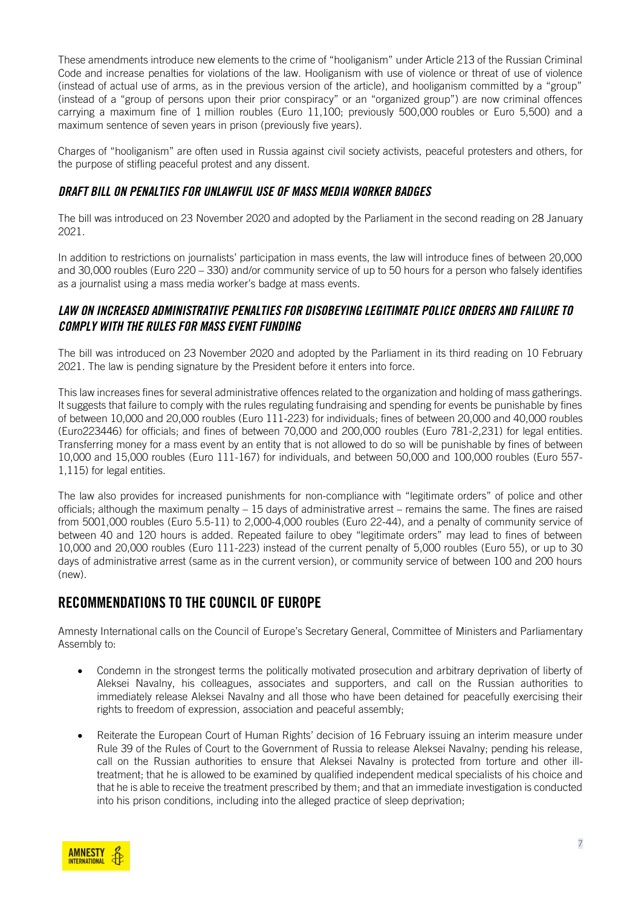These amendments introduce new elements to the crime of "hooliganism" under Article 213 of the Russian Criminal Code and increase penalties for violations of the law. Hooliganism with use of violence or threat of use of violence (instead of actual use of arms, as in the previous version of the article), and hooliganism committed by a "group" (instead of a "group of persons upon their prior conspiracy" or an "organized group") are now criminal offences carrying a maximum fine of 1 million roubles (Euro 11,100; previously 500,000 roubles or Euro 5,500) and a maximum sentence of seven years in prison (previously five years).

Charges of "hooliganism" are often used in Russia against civil society activists, peaceful protesters and others, for the purpose of stifling peaceful protest and any dissent.

### *DRAFT BILL ON PENALTIES FOR UNLAWFUL USE OF MASS MEDIA WORKER BADGES*

The bill was introduced on 23 November 2020 and adopted by the Parliament in the second reading on 28 January 2021.

In addition to restrictions on journalists' participation in mass events, the law will introduce fines of between 20,000 and 30,000 roubles (Euro 220 – 330) and/or community service of up to 50 hours for a person who falsely identifies as a journalist using a mass media worker's badge at mass events.

### *LAW ON INCREASED ADMINISTRATIVE PENALTIES FOR DISOBEYING LEGITIMATE POLICE ORDERS AND FAILURE TO COMPLY WITH THE RULES FOR MASS EVENT FUNDING*

The bill was introduced on 23 November 2020 and adopted by the Parliament in its third reading on 10 February 2021. The law is pending signature by the President before it enters into force.

This law increases fines for several administrative offences related to the organization and holding of mass gatherings. It suggests that failure to comply with the rules regulating fundraising and spending for events be punishable by fines of between 10,000 and 20,000 roubles (Euro 111-223) for individuals; fines of between 20,000 and 40,000 roubles (Euro223446) for officials; and fines of between 70,000 and 200,000 roubles (Euro 781-2,231) for legal entities. Transferring money for a mass event by an entity that is not allowed to do so will be punishable by fines of between 10,000 and 15,000 roubles (Euro 111-167) for individuals, and between 50,000 and 100,000 roubles (Euro 557-1,115) for legal entities.

The law also provides for increased punishments for non-compliance with "legitimate orders" of police and other officials; although the maximum penalty – 15 days of administrative arrest – remains the same. The fines are raised from 5001,000 roubles (Euro 5.5-11) to 2,000-4,000 roubles (Euro 22-44), and a penalty of community service of between 40 and 120 hours is added. Repeated failure to obey "legitimate orders" may lead to fines of between 10,000 and 20,000 roubles (Euro 111-223) instead of the current penalty of 5,000 roubles (Euro 55), or up to 30 days of administrative arrest (same as in the current version), or community service of between 100 and 200 hours (new).

## RECOMMENDATIONS TO THE COUNCIL OF EUROPE

Amnesty International calls on the Council of Europe's Secretary General, Committee of Ministers and Parliamentary Assembly to:

- Condemn in the strongest terms the politically motivated prosecution and arbitrary deprivation of liberty of Aleksei Navalny, his colleagues, associates and supporters, and call on the Russian authorities to immediately release Aleksei Navalny and all those who have been detained for peacefully exercising their rights to freedom of expression, association and peaceful assembly;
- Reiterate the European Court of Human Rights' decision of 16 February issuing an interim measure under Rule 39 of the Rules of Court to the Government of Russia to release Aleksei Navalny; pending his release, call on the Russian authorities to ensure that Aleksei Navalny is protected from torture and other ill-treatment; that he is allowed to be examined by qualified independent medical specialists of his choice and that he is able to receive the treatment prescribed by them; and that an immediate investigation is conducted into his prison conditions, including into the alleged practice of sleep deprivation;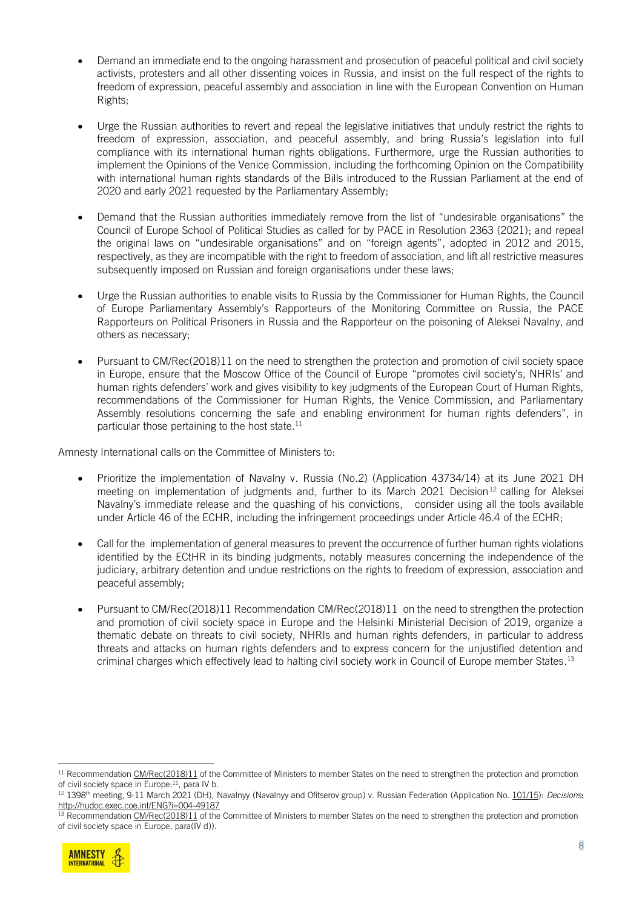- Demand an immediate end to the ongoing harassment and prosecution of peaceful political and civil society activists, protesters and all other dissenting voices in Russia, and insist on the full respect of the rights to freedom of expression, peaceful assembly and association in line with the European Convention on Human Rights;

- Urge the Russian authorities to revert and repeal the legislative initiatives that unduly restrict the rights to freedom of expression, association, and peaceful assembly, and bring Russia's legislation into full compliance with its international human rights obligations. Furthermore, urge the Russian authorities to implement the Opinions of the Venice Commission, including the forthcoming Opinion on the Compatibility with international human rights standards of the Bills introduced to the Russian Parliament at the end of 2020 and early 2021 requested by the Parliamentary Assembly;

- Demand that the Russian authorities immediately remove from the list of "undesirable organisations" the Council of Europe School of Political Studies as called for by PACE in Resolution 2363 (2021); and repeal the original laws on "undesirable organisations" and on "foreign agents", adopted in 2012 and 2015, respectively, as they are incompatible with the right to freedom of association, and lift all restrictive measures subsequently imposed on Russian and foreign organisations under these laws;

- Urge the Russian authorities to enable visits to Russia by the Commissioner for Human Rights, the Council of Europe Parliamentary Assembly's Rapporteurs of the Monitoring Committee on Russia, the PACE Rapporteurs on Political Prisoners in Russia and the Rapporteur on the poisoning of Aleksei Navalny, and others as necessary;

- Pursuant to CM/Rec(2018)11 on the need to strengthen the protection and promotion of civil society space in Europe, ensure that the Moscow Office of the Council of Europe "promotes civil society's, NHRIs' and human rights defenders' work and gives visibility to key judgments of the European Court of Human Rights, recommendations of the Commissioner for Human Rights, the Venice Commission, and Parliamentary Assembly resolutions concerning the safe and enabling environment for human rights defenders", in particular those pertaining to the host state.[11]

Amnesty International calls on the Committee of Ministers to:

- Prioritize the implementation of Navalny v. Russia (No.2) (Application 43734/14) at its June 2021 DH meeting on implementation of judgments and, further to its March 2021 Decision[12] calling for Aleksei Navalny's immediate release and the quashing of his convictions, consider using all the tools available under Article 46 of the ECHR, including the infringement proceedings under Article 46.4 of the ECHR;

- Call for the implementation of general measures to prevent the occurrence of further human rights violations identified by the ECtHR in its binding judgments, notably measures concerning the independence of the judiciary, arbitrary detention and undue restrictions on the rights to freedom of expression, association and peaceful assembly;

- Pursuant to CM/Rec(2018)11 Recommendation CM/Rec(2018)11 on the need to strengthen the protection and promotion of civil society space in Europe and the Helsinki Ministerial Decision of 2019, organize a thematic debate on threats to civil society, NHRIs and human rights defenders, in particular to address threats and attacks on human rights defenders and to express concern for the unjustified detention and criminal charges which effectively lead to halting civil society work in Council of Europe member States.[13]

---

[11] Recommendation CM/Rec(2018)11 of the Committee of Ministers to member States on the need to strengthen the protection and promotion of civil society space in Europe:[11], para IV b.

[12] 1398th meeting, 9-11 March 2021 (DH), Navalnyy (Navalnyy and Ofitserov group) v. Russian Federation (Application No. 101/15): *Decisions*: http://hudoc.exec.coe.int/ENG?i=004-49187

[13] Recommendation CM/Rec(2018)11 of the Committee of Ministers to member States on the need to strengthen the protection and promotion of civil society space in Europe, para(IV d)).